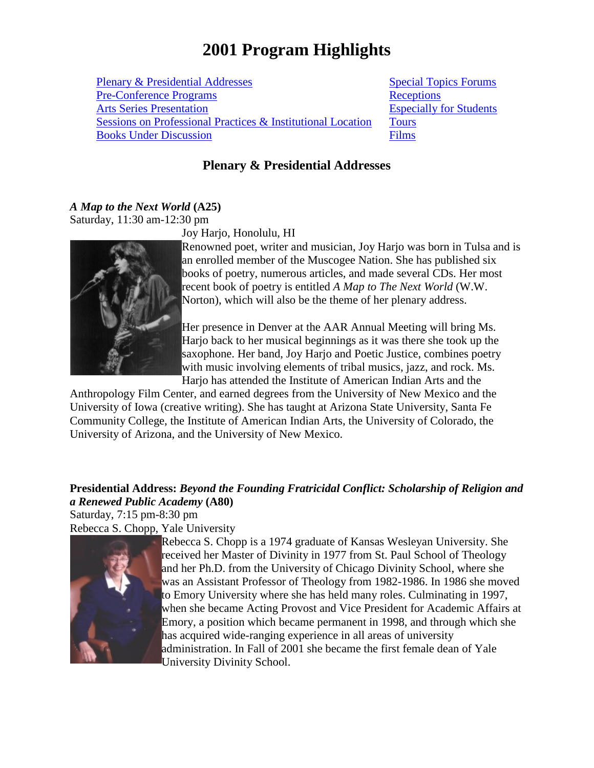# 2001 Program Highlights

- Plenary & Presidential Addresses
- Pre-Conference Programs
- Arts Series Presentation
- Sessions on Professional Practices & Institutional Location
- Books Under Discussion
- Special Topics Forums
- Receptions
- Especially for Students
- Tours
- Films

## Plenary & Presidential Addresses

***A Map to the Next World*** **(A25)**
Saturday, 11:30 am-12:30 pm
Joy Harjo, Honolulu, HI

Renowned poet, writer and musician, Joy Harjo was born in Tulsa and is an enrolled member of the Muscogee Nation. She has published six books of poetry, numerous articles, and made several CDs. Her most recent book of poetry is entitled *A Map to The Next World* (W.W. Norton), which will also be the theme of her plenary address.

Her presence in Denver at the AAR Annual Meeting will bring Ms. Harjo back to her musical beginnings as it was there she took up the saxophone. Her band, Joy Harjo and Poetic Justice, combines poetry with music involving elements of tribal musics, jazz, and rock. Ms. Harjo has attended the Institute of American Indian Arts and the Anthropology Film Center, and earned degrees from the University of New Mexico and the University of Iowa (creative writing). She has taught at Arizona State University, Santa Fe Community College, the Institute of American Indian Arts, the University of Colorado, the University of Arizona, and the University of New Mexico.

**Presidential Address:** ***Beyond the Founding Fratricidal Conflict: Scholarship of Religion and a Renewed Public Academy*** **(A80)**
Saturday, 7:15 pm-8:30 pm
Rebecca S. Chopp, Yale University

Rebecca S. Chopp is a 1974 graduate of Kansas Wesleyan University. She received her Master of Divinity in 1977 from St. Paul School of Theology and her Ph.D. from the University of Chicago Divinity School, where she was an Assistant Professor of Theology from 1982-1986. In 1986 she moved to Emory University where she has held many roles. Culminating in 1997, when she became Acting Provost and Vice President for Academic Affairs at Emory, a position which became permanent in 1998, and through which she has acquired wide-ranging experience in all areas of university administration. In Fall of 2001 she became the first female dean of Yale University Divinity School.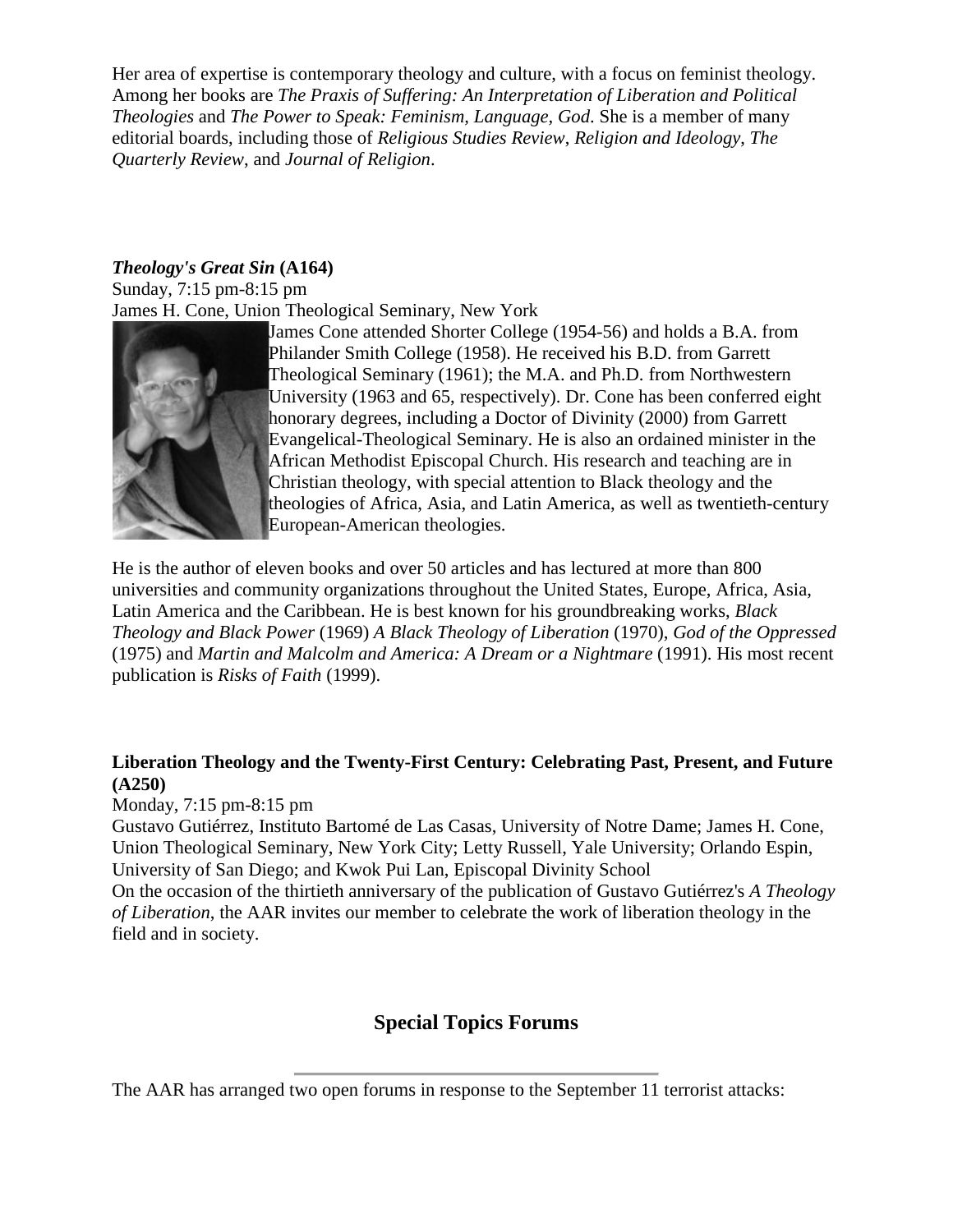Her area of expertise is contemporary theology and culture, with a focus on feminist theology. Among her books are *The Praxis of Suffering: An Interpretation of Liberation and Political Theologies* and *The Power to Speak: Feminism, Language, God*. She is a member of many editorial boards, including those of *Religious Studies Review*, *Religion and Ideology*, *The Quarterly Review*, and *Journal of Religion*.

***Theology's Great Sin*** **(A164)**
Sunday, 7:15 pm-8:15 pm
James H. Cone, Union Theological Seminary, New York

James Cone attended Shorter College (1954-56) and holds a B.A. from Philander Smith College (1958). He received his B.D. from Garrett Theological Seminary (1961); the M.A. and Ph.D. from Northwestern University (1963 and 65, respectively). Dr. Cone has been conferred eight honorary degrees, including a Doctor of Divinity (2000) from Garrett Evangelical-Theological Seminary. He is also an ordained minister in the African Methodist Episcopal Church. His research and teaching are in Christian theology, with special attention to Black theology and the theologies of Africa, Asia, and Latin America, as well as twentieth-century European-American theologies.

He is the author of eleven books and over 50 articles and has lectured at more than 800 universities and community organizations throughout the United States, Europe, Africa, Asia, Latin America and the Caribbean. He is best known for his groundbreaking works, *Black Theology and Black Power* (1969) *A Black Theology of Liberation* (1970), *God of the Oppressed* (1975) and *Martin and Malcolm and America: A Dream or a Nightmare* (1991). His most recent publication is *Risks of Faith* (1999).

**Liberation Theology and the Twenty-First Century: Celebrating Past, Present, and Future (A250)**
Monday, 7:15 pm-8:15 pm
Gustavo Gutiérrez, Instituto Bartomé de Las Casas, University of Notre Dame; James H. Cone, Union Theological Seminary, New York City; Letty Russell, Yale University; Orlando Espin, University of San Diego; and Kwok Pui Lan, Episcopal Divinity School
On the occasion of the thirtieth anniversary of the publication of Gustavo Gutiérrez's *A Theology of Liberation*, the AAR invites our member to celebrate the work of liberation theology in the field and in society.

## Special Topics Forums

---

The AAR has arranged two open forums in response to the September 11 terrorist attacks: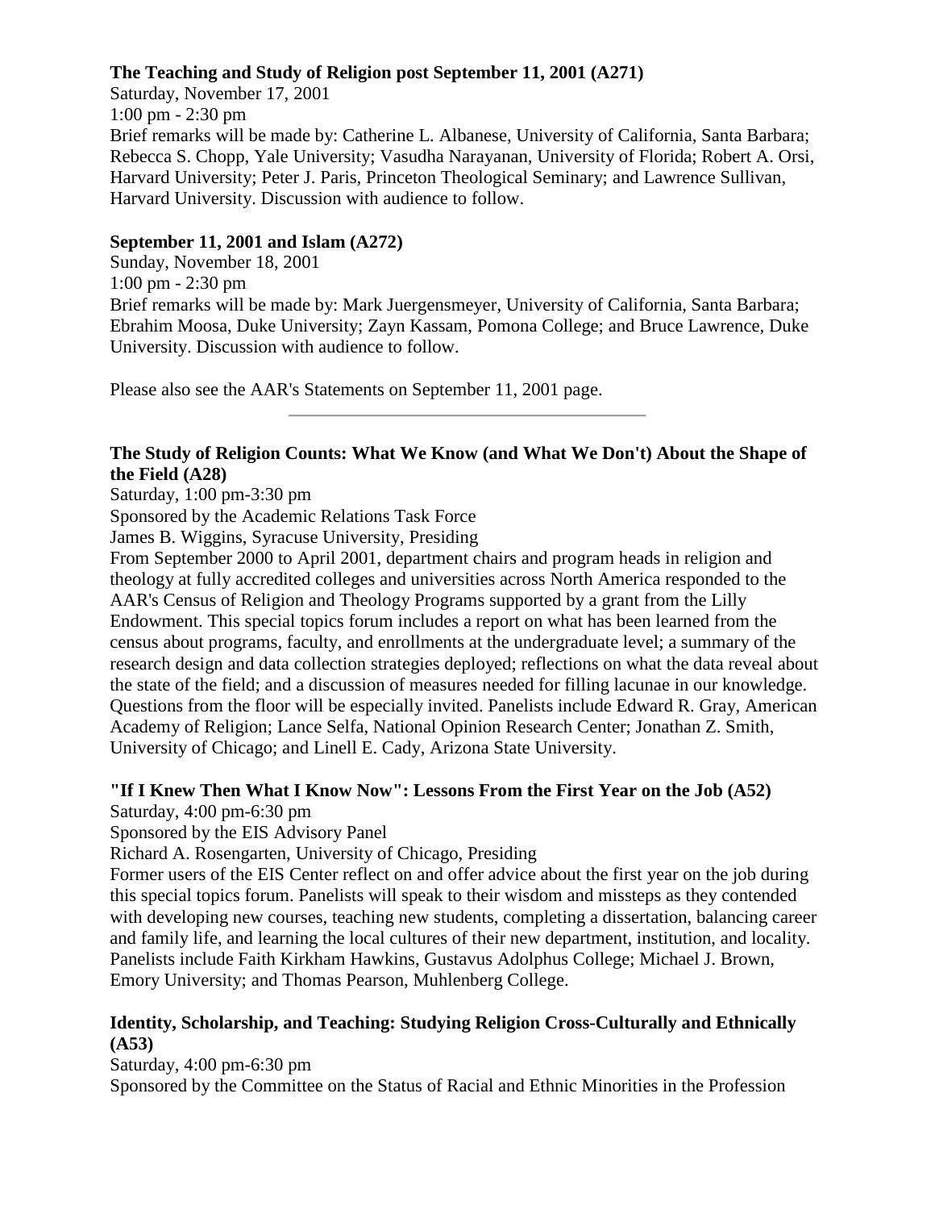**The Teaching and Study of Religion post September 11, 2001 (A271)**
Saturday, November 17, 2001
1:00 pm - 2:30 pm
Brief remarks will be made by: Catherine L. Albanese, University of California, Santa Barbara; Rebecca S. Chopp, Yale University; Vasudha Narayanan, University of Florida; Robert A. Orsi, Harvard University; Peter J. Paris, Princeton Theological Seminary; and Lawrence Sullivan, Harvard University. Discussion with audience to follow.

**September 11, 2001 and Islam (A272)**
Sunday, November 18, 2001
1:00 pm - 2:30 pm
Brief remarks will be made by: Mark Juergensmeyer, University of California, Santa Barbara; Ebrahim Moosa, Duke University; Zayn Kassam, Pomona College; and Bruce Lawrence, Duke University. Discussion with audience to follow.

Please also see the AAR's Statements on September 11, 2001 page.

---

**The Study of Religion Counts: What We Know (and What We Don't) About the Shape of the Field (A28)**
Saturday, 1:00 pm-3:30 pm
Sponsored by the Academic Relations Task Force
James B. Wiggins, Syracuse University, Presiding
From September 2000 to April 2001, department chairs and program heads in religion and theology at fully accredited colleges and universities across North America responded to the AAR's Census of Religion and Theology Programs supported by a grant from the Lilly Endowment. This special topics forum includes a report on what has been learned from the census about programs, faculty, and enrollments at the undergraduate level; a summary of the research design and data collection strategies deployed; reflections on what the data reveal about the state of the field; and a discussion of measures needed for filling lacunae in our knowledge. Questions from the floor will be especially invited. Panelists include Edward R. Gray, American Academy of Religion; Lance Selfa, National Opinion Research Center; Jonathan Z. Smith, University of Chicago; and Linell E. Cady, Arizona State University.

**"If I Knew Then What I Know Now": Lessons From the First Year on the Job (A52)**
Saturday, 4:00 pm-6:30 pm
Sponsored by the EIS Advisory Panel
Richard A. Rosengarten, University of Chicago, Presiding
Former users of the EIS Center reflect on and offer advice about the first year on the job during this special topics forum. Panelists will speak to their wisdom and missteps as they contended with developing new courses, teaching new students, completing a dissertation, balancing career and family life, and learning the local cultures of their new department, institution, and locality. Panelists include Faith Kirkham Hawkins, Gustavus Adolphus College; Michael J. Brown, Emory University; and Thomas Pearson, Muhlenberg College.

**Identity, Scholarship, and Teaching: Studying Religion Cross-Culturally and Ethnically (A53)**
Saturday, 4:00 pm-6:30 pm
Sponsored by the Committee on the Status of Racial and Ethnic Minorities in the Profession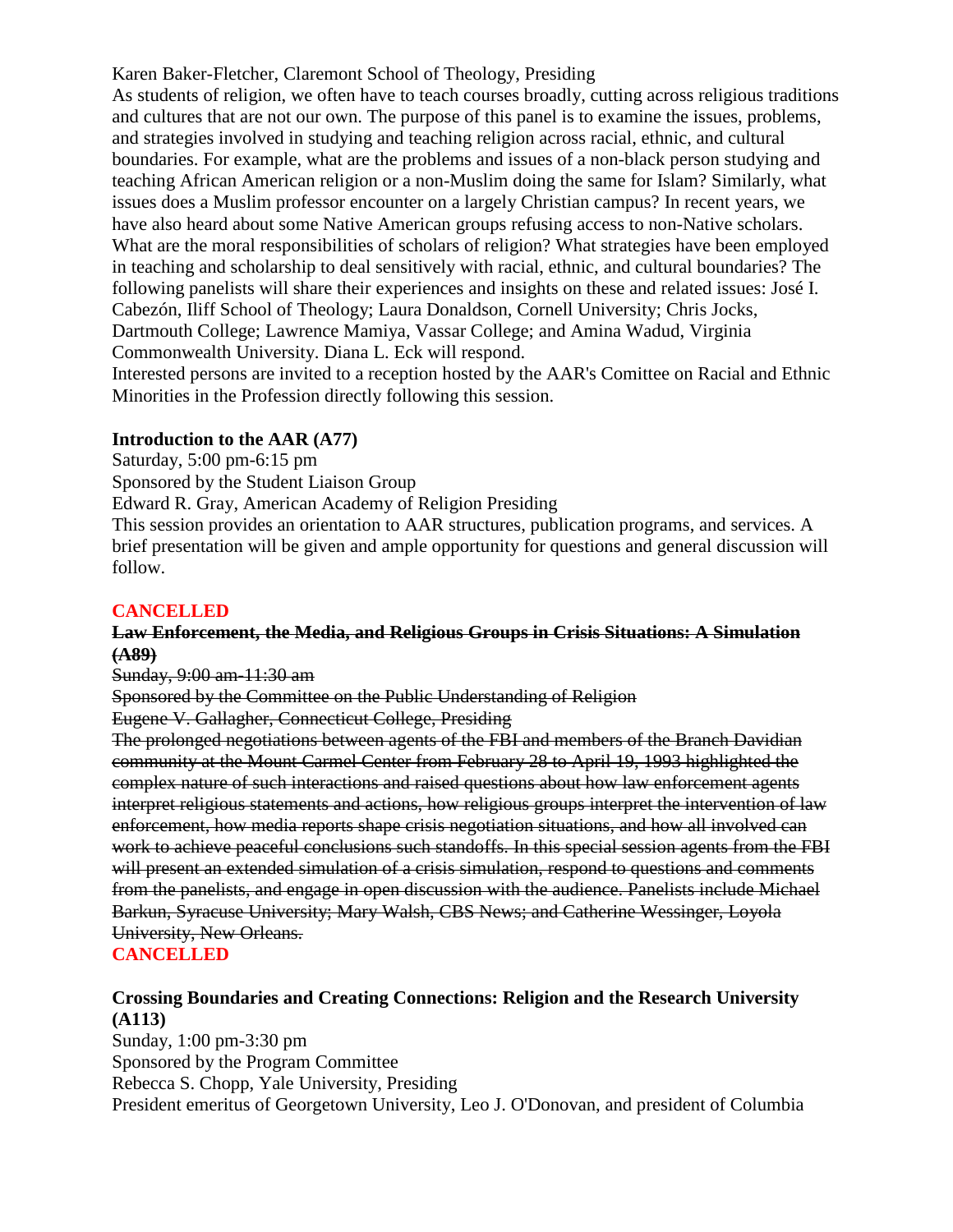Karen Baker-Fletcher, Claremont School of Theology, Presiding

As students of religion, we often have to teach courses broadly, cutting across religious traditions and cultures that are not our own. The purpose of this panel is to examine the issues, problems, and strategies involved in studying and teaching religion across racial, ethnic, and cultural boundaries. For example, what are the problems and issues of a non-black person studying and teaching African American religion or a non-Muslim doing the same for Islam? Similarly, what issues does a Muslim professor encounter on a largely Christian campus? In recent years, we have also heard about some Native American groups refusing access to non-Native scholars. What are the moral responsibilities of scholars of religion? What strategies have been employed in teaching and scholarship to deal sensitively with racial, ethnic, and cultural boundaries? The following panelists will share their experiences and insights on these and related issues: José I. Cabezón, Iliff School of Theology; Laura Donaldson, Cornell University; Chris Jocks, Dartmouth College; Lawrence Mamiya, Vassar College; and Amina Wadud, Virginia Commonwealth University. Diana L. Eck will respond.

Interested persons are invited to a reception hosted by the AAR's Comittee on Racial and Ethnic Minorities in the Profession directly following this session.

**Introduction to the AAR (A77)**

Saturday, 5:00 pm-6:15 pm

Sponsored by the Student Liaison Group

Edward R. Gray, American Academy of Religion Presiding

This session provides an orientation to AAR structures, publication programs, and services. A brief presentation will be given and ample opportunity for questions and general discussion will follow.

**CANCELLED**

~~**Law Enforcement, the Media, and Religious Groups in Crisis Situations: A Simulation (A89)**~~

~~Sunday, 9:00 am-11:30 am~~

~~Sponsored by the Committee on the Public Understanding of Religion~~

~~Eugene V. Gallagher, Connecticut College, Presiding~~

~~The prolonged negotiations between agents of the FBI and members of the Branch Davidian community at the Mount Carmel Center from February 28 to April 19, 1993 highlighted the complex nature of such interactions and raised questions about how law enforcement agents interpret religious statements and actions, how religious groups interpret the intervention of law enforcement, how media reports shape crisis negotiation situations, and how all involved can work to achieve peaceful conclusions such standoffs. In this special session agents from the FBI will present an extended simulation of a crisis simulation, respond to questions and comments from the panelists, and engage in open discussion with the audience. Panelists include Michael Barkun, Syracuse University; Mary Walsh, CBS News; and Catherine Wessinger, Loyola University, New Orleans.~~

**CANCELLED**

**Crossing Boundaries and Creating Connections: Religion and the Research University (A113)**

Sunday, 1:00 pm-3:30 pm

Sponsored by the Program Committee

Rebecca S. Chopp, Yale University, Presiding

President emeritus of Georgetown University, Leo J. O'Donovan, and president of Columbia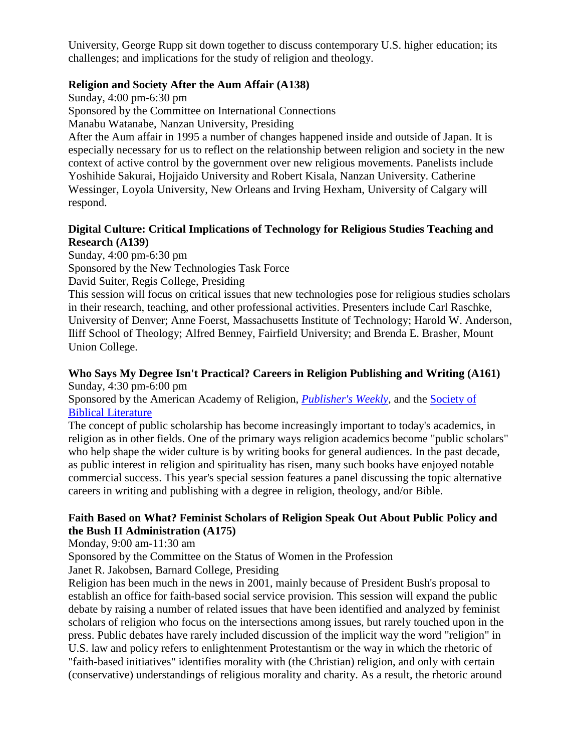University, George Rupp sit down together to discuss contemporary U.S. higher education; its challenges; and implications for the study of religion and theology.

**Religion and Society After the Aum Affair (A138)**

Sunday, 4:00 pm-6:30 pm

Sponsored by the Committee on International Connections

Manabu Watanabe, Nanzan University, Presiding

After the Aum affair in 1995 a number of changes happened inside and outside of Japan. It is especially necessary for us to reflect on the relationship between religion and society in the new context of active control by the government over new religious movements. Panelists include Yoshihide Sakurai, Hojjaido University and Robert Kisala, Nanzan University. Catherine Wessinger, Loyola University, New Orleans and Irving Hexham, University of Calgary will respond.

**Digital Culture: Critical Implications of Technology for Religious Studies Teaching and Research (A139)**

Sunday, 4:00 pm-6:30 pm

Sponsored by the New Technologies Task Force

David Suiter, Regis College, Presiding

This session will focus on critical issues that new technologies pose for religious studies scholars in their research, teaching, and other professional activities. Presenters include Carl Raschke, University of Denver; Anne Foerst, Massachusetts Institute of Technology; Harold W. Anderson, Iliff School of Theology; Alfred Benney, Fairfield University; and Brenda E. Brasher, Mount Union College.

**Who Says My Degree Isn't Practical? Careers in Religion Publishing and Writing (A161)**

Sunday, 4:30 pm-6:00 pm

Sponsored by the American Academy of Religion, *Publisher's Weekly*, and the Society of Biblical Literature

The concept of public scholarship has become increasingly important to today's academics, in religion as in other fields. One of the primary ways religion academics become "public scholars" who help shape the wider culture is by writing books for general audiences. In the past decade, as public interest in religion and spirituality has risen, many such books have enjoyed notable commercial success. This year's special session features a panel discussing the topic alternative careers in writing and publishing with a degree in religion, theology, and/or Bible.

**Faith Based on What? Feminist Scholars of Religion Speak Out About Public Policy and the Bush II Administration (A175)**

Monday, 9:00 am-11:30 am

Sponsored by the Committee on the Status of Women in the Profession

Janet R. Jakobsen, Barnard College, Presiding

Religion has been much in the news in 2001, mainly because of President Bush's proposal to establish an office for faith-based social service provision. This session will expand the public debate by raising a number of related issues that have been identified and analyzed by feminist scholars of religion who focus on the intersections among issues, but rarely touched upon in the press. Public debates have rarely included discussion of the implicit way the word "religion" in U.S. law and policy refers to enlightenment Protestantism or the way in which the rhetoric of "faith-based initiatives" identifies morality with (the Christian) religion, and only with certain (conservative) understandings of religious morality and charity. As a result, the rhetoric around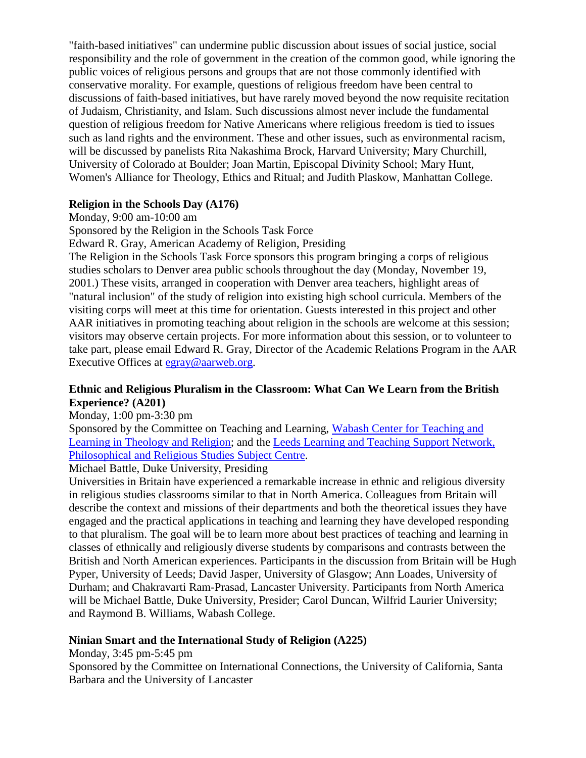"faith-based initiatives" can undermine public discussion about issues of social justice, social responsibility and the role of government in the creation of the common good, while ignoring the public voices of religious persons and groups that are not those commonly identified with conservative morality. For example, questions of religious freedom have been central to discussions of faith-based initiatives, but have rarely moved beyond the now requisite recitation of Judaism, Christianity, and Islam. Such discussions almost never include the fundamental question of religious freedom for Native Americans where religious freedom is tied to issues such as land rights and the environment. These and other issues, such as environmental racism, will be discussed by panelists Rita Nakashima Brock, Harvard University; Mary Churchill, University of Colorado at Boulder; Joan Martin, Episcopal Divinity School; Mary Hunt, Women's Alliance for Theology, Ethics and Ritual; and Judith Plaskow, Manhattan College.

**Religion in the Schools Day (A176)**

Monday, 9:00 am-10:00 am

Sponsored by the Religion in the Schools Task Force

Edward R. Gray, American Academy of Religion, Presiding

The Religion in the Schools Task Force sponsors this program bringing a corps of religious studies scholars to Denver area public schools throughout the day (Monday, November 19, 2001.) These visits, arranged in cooperation with Denver area teachers, highlight areas of "natural inclusion" of the study of religion into existing high school curricula. Members of the visiting corps will meet at this time for orientation. Guests interested in this project and other AAR initiatives in promoting teaching about religion in the schools are welcome at this session; visitors may observe certain projects. For more information about this session, or to volunteer to take part, please email Edward R. Gray, Director of the Academic Relations Program in the AAR Executive Offices at egray@aarweb.org.

**Ethnic and Religious Pluralism in the Classroom: What Can We Learn from the British Experience? (A201)**

Monday, 1:00 pm-3:30 pm

Sponsored by the Committee on Teaching and Learning, Wabash Center for Teaching and Learning in Theology and Religion; and the Leeds Learning and Teaching Support Network, Philosophical and Religious Studies Subject Centre.

Michael Battle, Duke University, Presiding

Universities in Britain have experienced a remarkable increase in ethnic and religious diversity in religious studies classrooms similar to that in North America. Colleagues from Britain will describe the context and missions of their departments and both the theoretical issues they have engaged and the practical applications in teaching and learning they have developed responding to that pluralism. The goal will be to learn more about best practices of teaching and learning in classes of ethnically and religiously diverse students by comparisons and contrasts between the British and North American experiences. Participants in the discussion from Britain will be Hugh Pyper, University of Leeds; David Jasper, University of Glasgow; Ann Loades, University of Durham; and Chakravarti Ram-Prasad, Lancaster University. Participants from North America will be Michael Battle, Duke University, Presider; Carol Duncan, Wilfrid Laurier University; and Raymond B. Williams, Wabash College.

**Ninian Smart and the International Study of Religion (A225)**

Monday, 3:45 pm-5:45 pm

Sponsored by the Committee on International Connections, the University of California, Santa Barbara and the University of Lancaster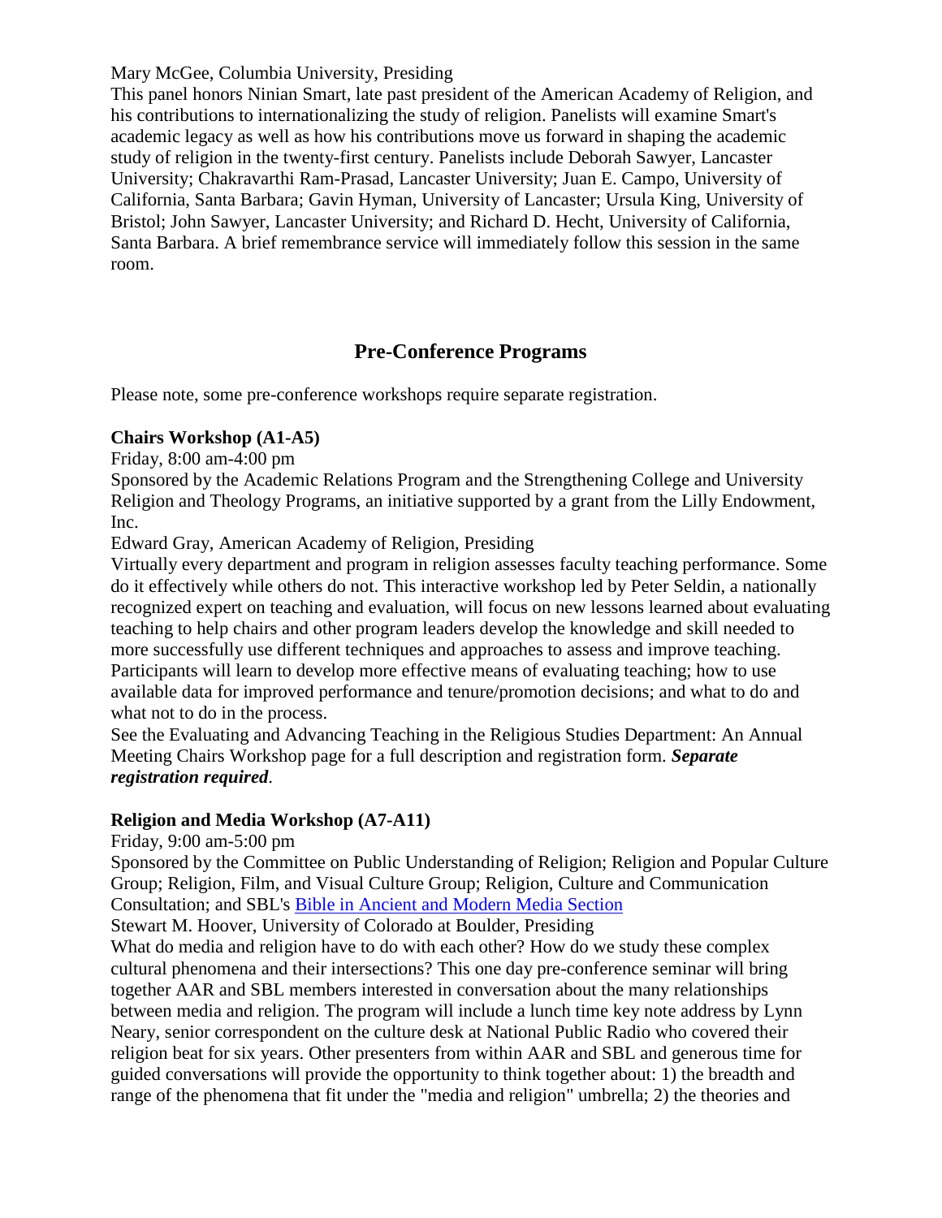Mary McGee, Columbia University, Presiding

This panel honors Ninian Smart, late past president of the American Academy of Religion, and his contributions to internationalizing the study of religion. Panelists will examine Smart's academic legacy as well as how his contributions move us forward in shaping the academic study of religion in the twenty-first century. Panelists include Deborah Sawyer, Lancaster University; Chakravarthi Ram-Prasad, Lancaster University; Juan E. Campo, University of California, Santa Barbara; Gavin Hyman, University of Lancaster; Ursula King, University of Bristol; John Sawyer, Lancaster University; and Richard D. Hecht, University of California, Santa Barbara. A brief remembrance service will immediately follow this session in the same room.

## Pre-Conference Programs

Please note, some pre-conference workshops require separate registration.

**Chairs Workshop (A1-A5)**

Friday, 8:00 am-4:00 pm

Sponsored by the Academic Relations Program and the Strengthening College and University Religion and Theology Programs, an initiative supported by a grant from the Lilly Endowment, Inc.

Edward Gray, American Academy of Religion, Presiding

Virtually every department and program in religion assesses faculty teaching performance. Some do it effectively while others do not. This interactive workshop led by Peter Seldin, a nationally recognized expert on teaching and evaluation, will focus on new lessons learned about evaluating teaching to help chairs and other program leaders develop the knowledge and skill needed to more successfully use different techniques and approaches to assess and improve teaching. Participants will learn to develop more effective means of evaluating teaching; how to use available data for improved performance and tenure/promotion decisions; and what to do and what not to do in the process.

See the Evaluating and Advancing Teaching in the Religious Studies Department: An Annual Meeting Chairs Workshop page for a full description and registration form. ***Separate registration required***.

**Religion and Media Workshop (A7-A11)**

Friday, 9:00 am-5:00 pm

Sponsored by the Committee on Public Understanding of Religion; Religion and Popular Culture Group; Religion, Film, and Visual Culture Group; Religion, Culture and Communication Consultation; and SBL's Bible in Ancient and Modern Media Section

Stewart M. Hoover, University of Colorado at Boulder, Presiding

What do media and religion have to do with each other? How do we study these complex cultural phenomena and their intersections? This one day pre-conference seminar will bring together AAR and SBL members interested in conversation about the many relationships between media and religion. The program will include a lunch time key note address by Lynn Neary, senior correspondent on the culture desk at National Public Radio who covered their religion beat for six years. Other presenters from within AAR and SBL and generous time for guided conversations will provide the opportunity to think together about: 1) the breadth and range of the phenomena that fit under the "media and religion" umbrella; 2) the theories and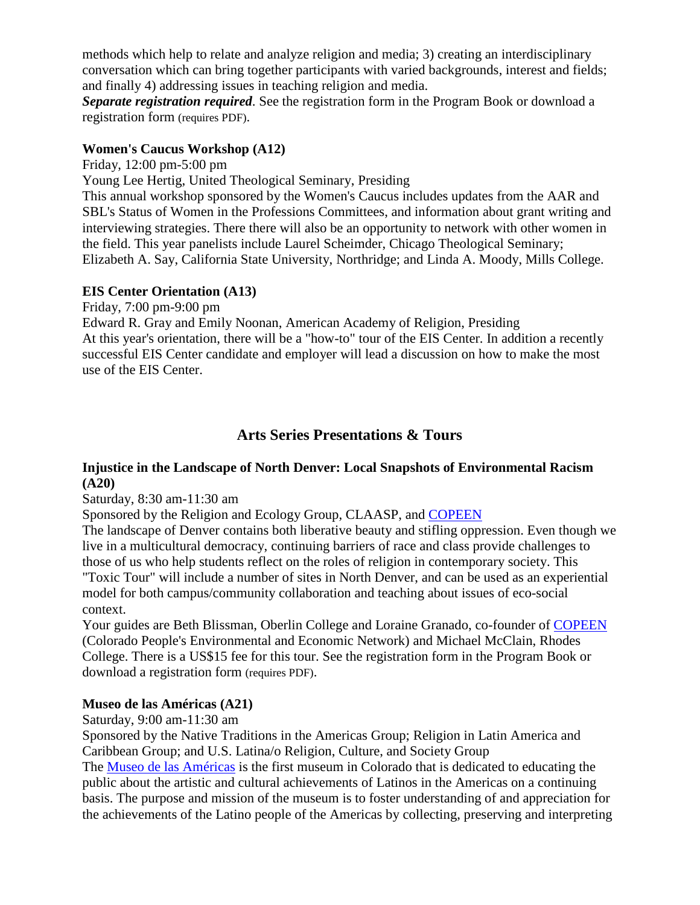methods which help to relate and analyze religion and media; 3) creating an interdisciplinary conversation which can bring together participants with varied backgrounds, interest and fields; and finally 4) addressing issues in teaching religion and media.
***Separate registration required***. See the registration form in the Program Book or download a registration form (requires PDF).

**Women's Caucus Workshop (A12)**
Friday, 12:00 pm-5:00 pm
Young Lee Hertig, United Theological Seminary, Presiding
This annual workshop sponsored by the Women's Caucus includes updates from the AAR and SBL's Status of Women in the Professions Committees, and information about grant writing and interviewing strategies. There there will also be an opportunity to network with other women in the field. This year panelists include Laurel Scheimder, Chicago Theological Seminary; Elizabeth A. Say, California State University, Northridge; and Linda A. Moody, Mills College.

**EIS Center Orientation (A13)**
Friday, 7:00 pm-9:00 pm
Edward R. Gray and Emily Noonan, American Academy of Religion, Presiding
At this year's orientation, there will be a "how-to" tour of the EIS Center. In addition a recently successful EIS Center candidate and employer will lead a discussion on how to make the most use of the EIS Center.

## Arts Series Presentations & Tours

**Injustice in the Landscape of North Denver: Local Snapshots of Environmental Racism (A20)**
Saturday, 8:30 am-11:30 am
Sponsored by the Religion and Ecology Group, CLAASP, and COPEEN
The landscape of Denver contains both liberative beauty and stifling oppression. Even though we live in a multicultural democracy, continuing barriers of race and class provide challenges to those of us who help students reflect on the roles of religion in contemporary society. This "Toxic Tour" will include a number of sites in North Denver, and can be used as an experiential model for both campus/community collaboration and teaching about issues of eco-social context.
Your guides are Beth Blissman, Oberlin College and Loraine Granado, co-founder of COPEEN (Colorado People's Environmental and Economic Network) and Michael McClain, Rhodes College. There is a US$15 fee for this tour. See the registration form in the Program Book or download a registration form (requires PDF).

**Museo de las Américas (A21)**
Saturday, 9:00 am-11:30 am
Sponsored by the Native Traditions in the Americas Group; Religion in Latin America and Caribbean Group; and U.S. Latina/o Religion, Culture, and Society Group
The Museo de las Américas is the first museum in Colorado that is dedicated to educating the public about the artistic and cultural achievements of Latinos in the Americas on a continuing basis. The purpose and mission of the museum is to foster understanding of and appreciation for the achievements of the Latino people of the Americas by collecting, preserving and interpreting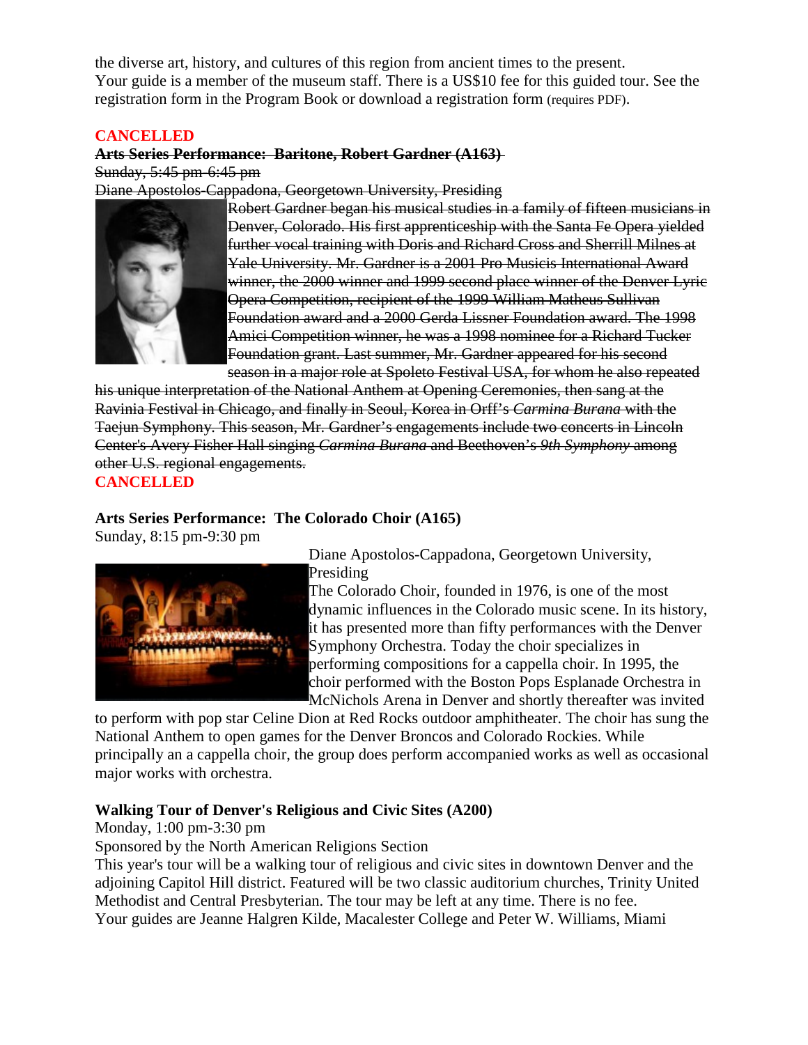the diverse art, history, and cultures of this region from ancient times to the present. Your guide is a member of the museum staff. There is a US$10 fee for this guided tour. See the registration form in the Program Book or download a registration form (requires PDF).

**CANCELLED**

~~**Arts Series Performance: Baritone, Robert Gardner (A163)**~~

~~Sunday, 5:45 pm-6:45 pm~~

~~Diane Apostolos-Cappadona, Georgetown University, Presiding~~

~~Robert Gardner began his musical studies in a family of fifteen musicians in Denver, Colorado. His first apprenticeship with the Santa Fe Opera yielded further vocal training with Doris and Richard Cross and Sherrill Milnes at Yale University. Mr. Gardner is a 2001 Pro Musicis International Award winner, the 2000 winner and 1999 second place winner of the Denver Lyric Opera Competition, recipient of the 1999 William Matheus Sullivan Foundation award and a 2000 Gerda Lissner Foundation award. The 1998 Amici Competition winner, he was a 1998 nominee for a Richard Tucker Foundation grant. Last summer, Mr. Gardner appeared for his second season in a major role at Spoleto Festival USA, for whom he also repeated his unique interpretation of the National Anthem at Opening Ceremonies, then sang at the Ravinia Festival in Chicago, and finally in Seoul, Korea in Orff's *Carmina Burana* with the Taejun Symphony. This season, Mr. Gardner's engagements include two concerts in Lincoln Center's Avery Fisher Hall singing *Carmina Burana* and Beethoven's *9th Symphony* among other U.S. regional engagements.~~

**CANCELLED**

**Arts Series Performance: The Colorado Choir (A165)**

Sunday, 8:15 pm-9:30 pm

Diane Apostolos-Cappadona, Georgetown University, Presiding

The Colorado Choir, founded in 1976, is one of the most dynamic influences in the Colorado music scene. In its history, it has presented more than fifty performances with the Denver Symphony Orchestra. Today the choir specializes in performing compositions for a cappella choir. In 1995, the choir performed with the Boston Pops Esplanade Orchestra in McNichols Arena in Denver and shortly thereafter was invited to perform with pop star Celine Dion at Red Rocks outdoor amphitheater. The choir has sung the National Anthem to open games for the Denver Broncos and Colorado Rockies. While principally an a cappella choir, the group does perform accompanied works as well as occasional major works with orchestra.

**Walking Tour of Denver's Religious and Civic Sites (A200)**

Monday, 1:00 pm-3:30 pm

Sponsored by the North American Religions Section

This year's tour will be a walking tour of religious and civic sites in downtown Denver and the adjoining Capitol Hill district. Featured will be two classic auditorium churches, Trinity United Methodist and Central Presbyterian. The tour may be left at any time. There is no fee.

Your guides are Jeanne Halgren Kilde, Macalester College and Peter W. Williams, Miami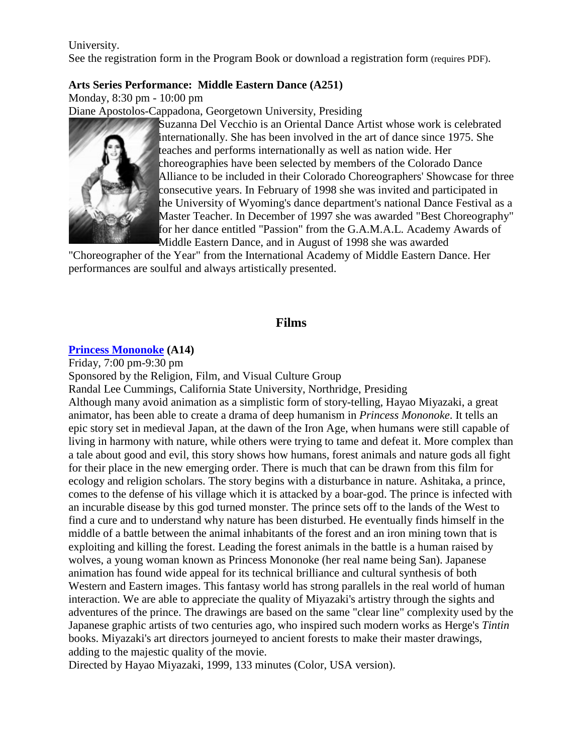University.
See the registration form in the Program Book or download a registration form (requires PDF).

**Arts Series Performance: Middle Eastern Dance (A251)**

Monday, 8:30 pm - 10:00 pm
Diane Apostolos-Cappadona, Georgetown University, Presiding

Suzanna Del Vecchio is an Oriental Dance Artist whose work is celebrated internationally. She has been involved in the art of dance since 1975. She teaches and performs internationally as well as nation wide. Her choreographies have been selected by members of the Colorado Dance Alliance to be included in their Colorado Choreographers' Showcase for three consecutive years. In February of 1998 she was invited and participated in the University of Wyoming's dance department's national Dance Festival as a Master Teacher. In December of 1997 she was awarded "Best Choreography" for her dance entitled "Passion" from the G.A.M.A.L. Academy Awards of Middle Eastern Dance, and in August of 1998 she was awarded "Choreographer of the Year" from the International Academy of Middle Eastern Dance. Her performances are soulful and always artistically presented.

## Films

**Princess Mononoke (A14)**

Friday, 7:00 pm-9:30 pm
Sponsored by the Religion, Film, and Visual Culture Group
Randal Lee Cummings, California State University, Northridge, Presiding
Although many avoid animation as a simplistic form of story-telling, Hayao Miyazaki, a great animator, has been able to create a drama of deep humanism in *Princess Mononoke*. It tells an epic story set in medieval Japan, at the dawn of the Iron Age, when humans were still capable of living in harmony with nature, while others were trying to tame and defeat it. More complex than a tale about good and evil, this story shows how humans, forest animals and nature gods all fight for their place in the new emerging order. There is much that can be drawn from this film for ecology and religion scholars. The story begins with a disturbance in nature. Ashitaka, a prince, comes to the defense of his village which it is attacked by a boar-god. The prince is infected with an incurable disease by this god turned monster. The prince sets off to the lands of the West to find a cure and to understand why nature has been disturbed. He eventually finds himself in the middle of a battle between the animal inhabitants of the forest and an iron mining town that is exploiting and killing the forest. Leading the forest animals in the battle is a human raised by wolves, a young woman known as Princess Mononoke (her real name being San). Japanese animation has found wide appeal for its technical brilliance and cultural synthesis of both Western and Eastern images. This fantasy world has strong parallels in the real world of human interaction. We are able to appreciate the quality of Miyazaki's artistry through the sights and adventures of the prince. The drawings are based on the same "clear line" complexity used by the Japanese graphic artists of two centuries ago, who inspired such modern works as Herge's *Tintin* books. Miyazaki's art directors journeyed to ancient forests to make their master drawings, adding to the majestic quality of the movie.
Directed by Hayao Miyazaki, 1999, 133 minutes (Color, USA version).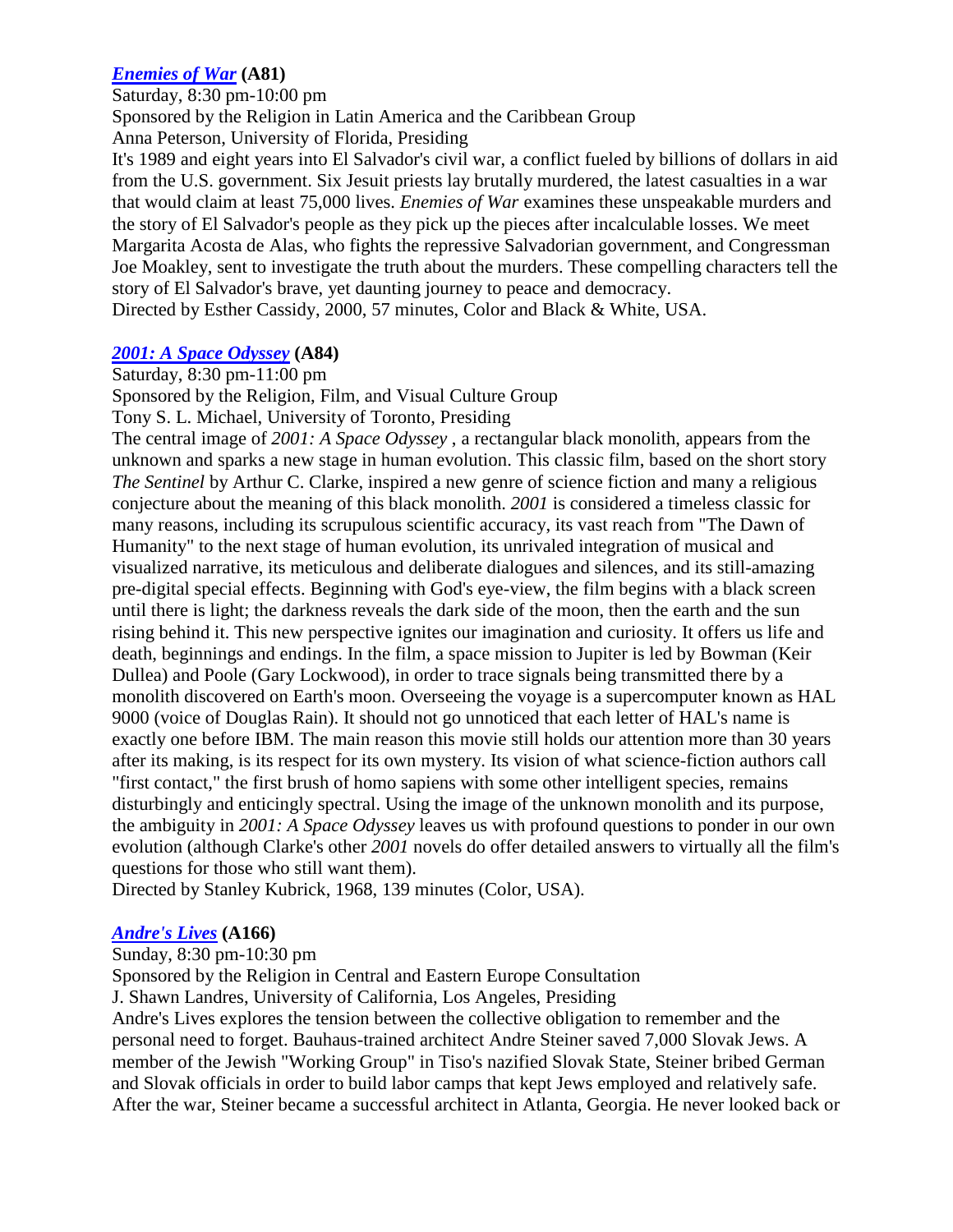### [*Enemies of War*](#) (A81)

Saturday, 8:30 pm-10:00 pm
Sponsored by the Religion in Latin America and the Caribbean Group
Anna Peterson, University of Florida, Presiding

It's 1989 and eight years into El Salvador's civil war, a conflict fueled by billions of dollars in aid from the U.S. government. Six Jesuit priests lay brutally murdered, the latest casualties in a war that would claim at least 75,000 lives. *Enemies of War* examines these unspeakable murders and the story of El Salvador's people as they pick up the pieces after incalculable losses. We meet Margarita Acosta de Alas, who fights the repressive Salvadorian government, and Congressman Joe Moakley, sent to investigate the truth about the murders. These compelling characters tell the story of El Salvador's brave, yet daunting journey to peace and democracy.
Directed by Esther Cassidy, 2000, 57 minutes, Color and Black & White, USA.

### [*2001: A Space Odyssey*](#) (A84)

Saturday, 8:30 pm-11:00 pm
Sponsored by the Religion, Film, and Visual Culture Group
Tony S. L. Michael, University of Toronto, Presiding

The central image of *2001: A Space Odyssey* , a rectangular black monolith, appears from the unknown and sparks a new stage in human evolution. This classic film, based on the short story *The Sentinel* by Arthur C. Clarke, inspired a new genre of science fiction and many a religious conjecture about the meaning of this black monolith. *2001* is considered a timeless classic for many reasons, including its scrupulous scientific accuracy, its vast reach from "The Dawn of Humanity" to the next stage of human evolution, its unrivaled integration of musical and visualized narrative, its meticulous and deliberate dialogues and silences, and its still-amazing pre-digital special effects. Beginning with God's eye-view, the film begins with a black screen until there is light; the darkness reveals the dark side of the moon, then the earth and the sun rising behind it. This new perspective ignites our imagination and curiosity. It offers us life and death, beginnings and endings. In the film, a space mission to Jupiter is led by Bowman (Keir Dullea) and Poole (Gary Lockwood), in order to trace signals being transmitted there by a monolith discovered on Earth's moon. Overseeing the voyage is a supercomputer known as HAL 9000 (voice of Douglas Rain). It should not go unnoticed that each letter of HAL's name is exactly one before IBM. The main reason this movie still holds our attention more than 30 years after its making, is its respect for its own mystery. Its vision of what science-fiction authors call "first contact," the first brush of homo sapiens with some other intelligent species, remains disturbingly and enticingly spectral. Using the image of the unknown monolith and its purpose, the ambiguity in *2001: A Space Odyssey* leaves us with profound questions to ponder in our own evolution (although Clarke's other *2001* novels do offer detailed answers to virtually all the film's questions for those who still want them).
Directed by Stanley Kubrick, 1968, 139 minutes (Color, USA).

### [*Andre's Lives*](#) (A166)

Sunday, 8:30 pm-10:30 pm
Sponsored by the Religion in Central and Eastern Europe Consultation
J. Shawn Landres, University of California, Los Angeles, Presiding

Andre's Lives explores the tension between the collective obligation to remember and the personal need to forget. Bauhaus-trained architect Andre Steiner saved 7,000 Slovak Jews. A member of the Jewish "Working Group" in Tiso's nazified Slovak State, Steiner bribed German and Slovak officials in order to build labor camps that kept Jews employed and relatively safe. After the war, Steiner became a successful architect in Atlanta, Georgia. He never looked back or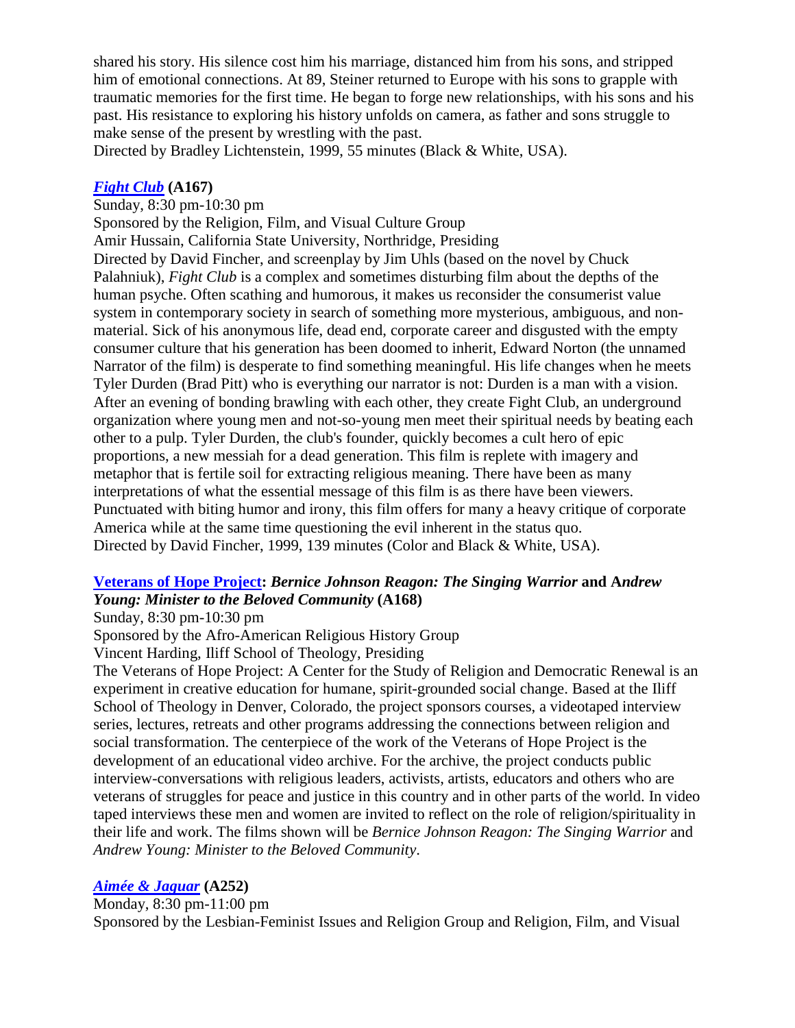shared his story. His silence cost him his marriage, distanced him from his sons, and stripped him of emotional connections. At 89, Steiner returned to Europe with his sons to grapple with traumatic memories for the first time. He began to forge new relationships, with his sons and his past. His resistance to exploring his history unfolds on camera, as father and sons struggle to make sense of the present by wrestling with the past.
Directed by Bradley Lichtenstein, 1999, 55 minutes (Black & White, USA).

### *Fight Club* (A167)

Sunday, 8:30 pm-10:30 pm
Sponsored by the Religion, Film, and Visual Culture Group
Amir Hussain, California State University, Northridge, Presiding
Directed by David Fincher, and screenplay by Jim Uhls (based on the novel by Chuck Palahniuk), *Fight Club* is a complex and sometimes disturbing film about the depths of the human psyche. Often scathing and humorous, it makes us reconsider the consumerist value system in contemporary society in search of something more mysterious, ambiguous, and non-material. Sick of his anonymous life, dead end, corporate career and disgusted with the empty consumer culture that his generation has been doomed to inherit, Edward Norton (the unnamed Narrator of the film) is desperate to find something meaningful. His life changes when he meets Tyler Durden (Brad Pitt) who is everything our narrator is not: Durden is a man with a vision. After an evening of bonding brawling with each other, they create Fight Club, an underground organization where young men and not-so-young men meet their spiritual needs by beating each other to a pulp. Tyler Durden, the club's founder, quickly becomes a cult hero of epic proportions, a new messiah for a dead generation. This film is replete with imagery and metaphor that is fertile soil for extracting religious meaning. There have been as many interpretations of what the essential message of this film is as there have been viewers. Punctuated with biting humor and irony, this film offers for many a heavy critique of corporate America while at the same time questioning the evil inherent in the status quo.
Directed by David Fincher, 1999, 139 minutes (Color and Black & White, USA).

### Veterans of Hope Project: *Bernice Johnson Reagon: The Singing Warrior* and A*ndrew Young: Minister to the Beloved Community* (A168)

Sunday, 8:30 pm-10:30 pm
Sponsored by the Afro-American Religious History Group
Vincent Harding, Iliff School of Theology, Presiding
The Veterans of Hope Project: A Center for the Study of Religion and Democratic Renewal is an experiment in creative education for humane, spirit-grounded social change. Based at the Iliff School of Theology in Denver, Colorado, the project sponsors courses, a videotaped interview series, lectures, retreats and other programs addressing the connections between religion and social transformation. The centerpiece of the work of the Veterans of Hope Project is the development of an educational video archive. For the archive, the project conducts public interview-conversations with religious leaders, activists, artists, educators and others who are veterans of struggles for peace and justice in this country and in other parts of the world. In video taped interviews these men and women are invited to reflect on the role of religion/spirituality in their life and work. The films shown will be *Bernice Johnson Reagon: The Singing Warrior* and *Andrew Young: Minister to the Beloved Community*.

### *Aimée & Jaguar* (A252)

Monday, 8:30 pm-11:00 pm
Sponsored by the Lesbian-Feminist Issues and Religion Group and Religion, Film, and Visual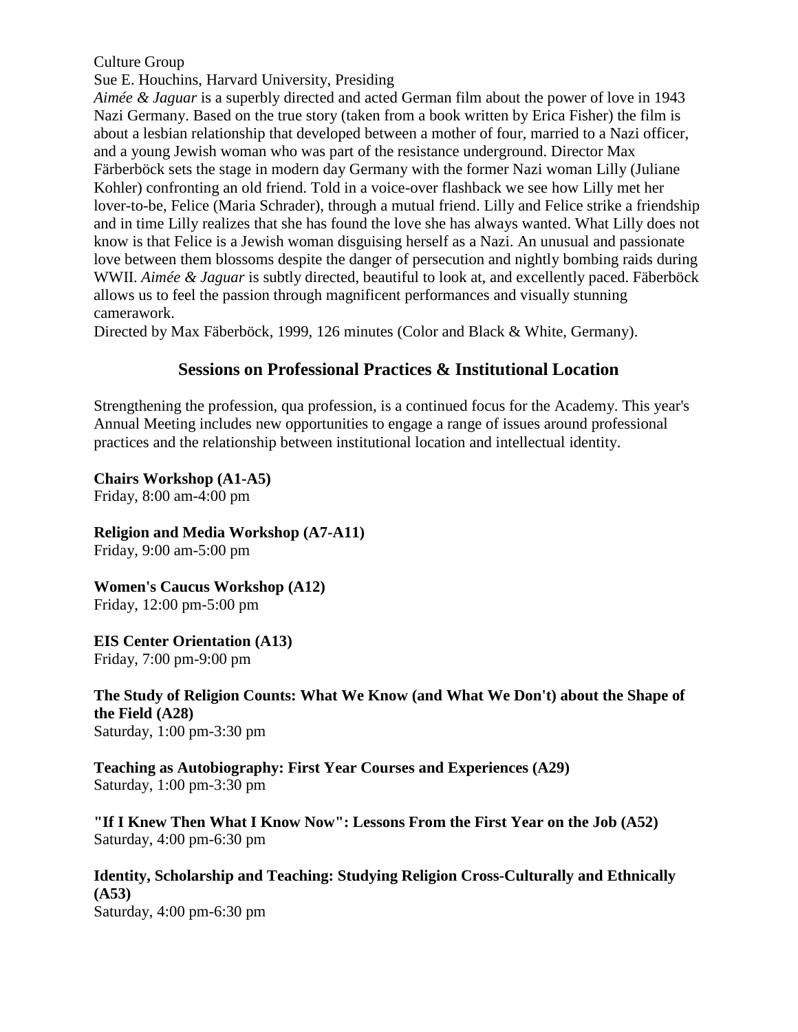Culture Group

Sue E. Houchins, Harvard University, Presiding

*Aimée & Jaguar* is a superbly directed and acted German film about the power of love in 1943 Nazi Germany. Based on the true story (taken from a book written by Erica Fisher) the film is about a lesbian relationship that developed between a mother of four, married to a Nazi officer, and a young Jewish woman who was part of the resistance underground. Director Max Färberböck sets the stage in modern day Germany with the former Nazi woman Lilly (Juliane Kohler) confronting an old friend. Told in a voice-over flashback we see how Lilly met her lover-to-be, Felice (Maria Schrader), through a mutual friend. Lilly and Felice strike a friendship and in time Lilly realizes that she has found the love she has always wanted. What Lilly does not know is that Felice is a Jewish woman disguising herself as a Nazi. An unusual and passionate love between them blossoms despite the danger of persecution and nightly bombing raids during WWII. *Aimée & Jaguar* is subtly directed, beautiful to look at, and excellently paced. Fäberböck allows us to feel the passion through magnificent performances and visually stunning camerawork.

Directed by Max Fäberböck, 1999, 126 minutes (Color and Black & White, Germany).

## Sessions on Professional Practices & Institutional Location

Strengthening the profession, qua profession, is a continued focus for the Academy. This year's Annual Meeting includes new opportunities to engage a range of issues around professional practices and the relationship between institutional location and intellectual identity.

**Chairs Workshop (A1-A5)**
Friday, 8:00 am-4:00 pm

**Religion and Media Workshop (A7-A11)**
Friday, 9:00 am-5:00 pm

**Women's Caucus Workshop (A12)**
Friday, 12:00 pm-5:00 pm

**EIS Center Orientation (A13)**
Friday, 7:00 pm-9:00 pm

**The Study of Religion Counts: What We Know (and What We Don't) about the Shape of the Field (A28)**
Saturday, 1:00 pm-3:30 pm

**Teaching as Autobiography: First Year Courses and Experiences (A29)**
Saturday, 1:00 pm-3:30 pm

**"If I Knew Then What I Know Now": Lessons From the First Year on the Job (A52)**
Saturday, 4:00 pm-6:30 pm

**Identity, Scholarship and Teaching: Studying Religion Cross-Culturally and Ethnically (A53)**
Saturday, 4:00 pm-6:30 pm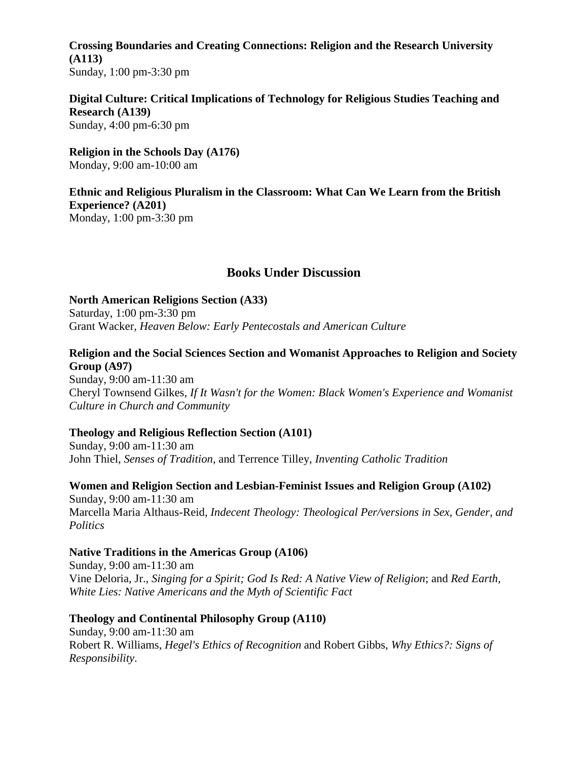**Crossing Boundaries and Creating Connections: Religion and the Research University (A113)**
Sunday, 1:00 pm-3:30 pm

**Digital Culture: Critical Implications of Technology for Religious Studies Teaching and Research (A139)**
Sunday, 4:00 pm-6:30 pm

**Religion in the Schools Day (A176)**
Monday, 9:00 am-10:00 am

**Ethnic and Religious Pluralism in the Classroom: What Can We Learn from the British Experience? (A201)**
Monday, 1:00 pm-3:30 pm

## Books Under Discussion

**North American Religions Section (A33)**
Saturday, 1:00 pm-3:30 pm
Grant Wacker, *Heaven Below: Early Pentecostals and American Culture*

**Religion and the Social Sciences Section and Womanist Approaches to Religion and Society Group (A97)**
Sunday, 9:00 am-11:30 am
Cheryl Townsend Gilkes, *If It Wasn't for the Women: Black Women's Experience and Womanist Culture in Church and Community*

**Theology and Religious Reflection Section (A101)**
Sunday, 9:00 am-11:30 am
John Thiel, *Senses of Tradition*, and Terrence Tilley, *Inventing Catholic Tradition*

**Women and Religion Section and Lesbian-Feminist Issues and Religion Group (A102)**
Sunday, 9:00 am-11:30 am
Marcella Maria Althaus-Reid, *Indecent Theology: Theological Per/versions in Sex, Gender, and Politics*

**Native Traditions in the Americas Group (A106)**
Sunday, 9:00 am-11:30 am
Vine Deloria, Jr., *Singing for a Spirit; God Is Red: A Native View of Religion*; and *Red Earth, White Lies: Native Americans and the Myth of Scientific Fact*

**Theology and Continental Philosophy Group (A110)**
Sunday, 9:00 am-11:30 am
Robert R. Williams, *Hegel's Ethics of Recognition* and Robert Gibbs, *Why Ethics?: Signs of Responsibility*.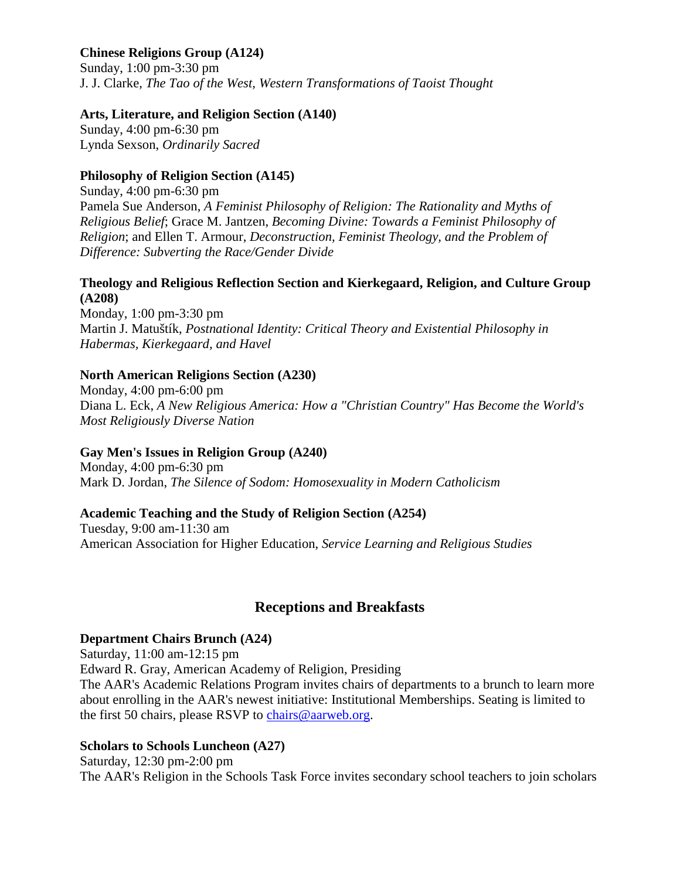**Chinese Religions Group (A124)**
Sunday, 1:00 pm-3:30 pm
J. J. Clarke, *The Tao of the West, Western Transformations of Taoist Thought*

**Arts, Literature, and Religion Section (A140)**
Sunday, 4:00 pm-6:30 pm
Lynda Sexson, *Ordinarily Sacred*

**Philosophy of Religion Section (A145)**
Sunday, 4:00 pm-6:30 pm
Pamela Sue Anderson, *A Feminist Philosophy of Religion: The Rationality and Myths of Religious Belief*; Grace M. Jantzen, *Becoming Divine: Towards a Feminist Philosophy of Religion*; and Ellen T. Armour, *Deconstruction, Feminist Theology, and the Problem of Difference: Subverting the Race/Gender Divide*

**Theology and Religious Reflection Section and Kierkegaard, Religion, and Culture Group (A208)**
Monday, 1:00 pm-3:30 pm
Martin J. Matuštík, *Postnational Identity: Critical Theory and Existential Philosophy in Habermas, Kierkegaard, and Havel*

**North American Religions Section (A230)**
Monday, 4:00 pm-6:00 pm
Diana L. Eck, *A New Religious America: How a "Christian Country" Has Become the World's Most Religiously Diverse Nation*

**Gay Men's Issues in Religion Group (A240)**
Monday, 4:00 pm-6:30 pm
Mark D. Jordan, *The Silence of Sodom: Homosexuality in Modern Catholicism*

**Academic Teaching and the Study of Religion Section (A254)**
Tuesday, 9:00 am-11:30 am
American Association for Higher Education, *Service Learning and Religious Studies*

## Receptions and Breakfasts

**Department Chairs Brunch (A24)**
Saturday, 11:00 am-12:15 pm
Edward R. Gray, American Academy of Religion, Presiding
The AAR's Academic Relations Program invites chairs of departments to a brunch to learn more about enrolling in the AAR's newest initiative: Institutional Memberships. Seating is limited to the first 50 chairs, please RSVP to chairs@aarweb.org.

**Scholars to Schools Luncheon (A27)**
Saturday, 12:30 pm-2:00 pm
The AAR's Religion in the Schools Task Force invites secondary school teachers to join scholars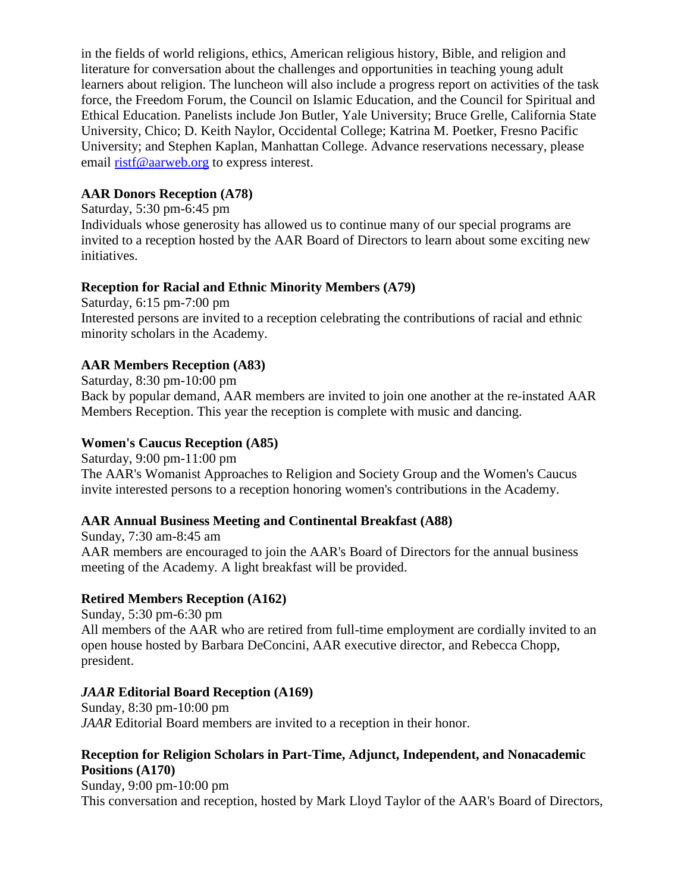in the fields of world religions, ethics, American religious history, Bible, and religion and literature for conversation about the challenges and opportunities in teaching young adult learners about religion. The luncheon will also include a progress report on activities of the task force, the Freedom Forum, the Council on Islamic Education, and the Council for Spiritual and Ethical Education. Panelists include Jon Butler, Yale University; Bruce Grelle, California State University, Chico; D. Keith Naylor, Occidental College; Katrina M. Poetker, Fresno Pacific University; and Stephen Kaplan, Manhattan College. Advance reservations necessary, please email [ristf@aarweb.org](mailto:ristf@aarweb.org) to express interest.

**AAR Donors Reception (A78)**
Saturday, 5:30 pm-6:45 pm
Individuals whose generosity has allowed us to continue many of our special programs are invited to a reception hosted by the AAR Board of Directors to learn about some exciting new initiatives.

**Reception for Racial and Ethnic Minority Members (A79)**
Saturday, 6:15 pm-7:00 pm
Interested persons are invited to a reception celebrating the contributions of racial and ethnic minority scholars in the Academy.

**AAR Members Reception (A83)**
Saturday, 8:30 pm-10:00 pm
Back by popular demand, AAR members are invited to join one another at the re-instated AAR Members Reception. This year the reception is complete with music and dancing.

**Women's Caucus Reception (A85)**
Saturday, 9:00 pm-11:00 pm
The AAR's Womanist Approaches to Religion and Society Group and the Women's Caucus invite interested persons to a reception honoring women's contributions in the Academy.

**AAR Annual Business Meeting and Continental Breakfast (A88)**
Sunday, 7:30 am-8:45 am
AAR members are encouraged to join the AAR's Board of Directors for the annual business meeting of the Academy. A light breakfast will be provided.

**Retired Members Reception (A162)**
Sunday, 5:30 pm-6:30 pm
All members of the AAR who are retired from full-time employment are cordially invited to an open house hosted by Barbara DeConcini, AAR executive director, and Rebecca Chopp, president.

***JAAR* Editorial Board Reception (A169)**
Sunday, 8:30 pm-10:00 pm
*JAAR* Editorial Board members are invited to a reception in their honor.

**Reception for Religion Scholars in Part-Time, Adjunct, Independent, and Nonacademic Positions (A170)**
Sunday, 9:00 pm-10:00 pm
This conversation and reception, hosted by Mark Lloyd Taylor of the AAR's Board of Directors,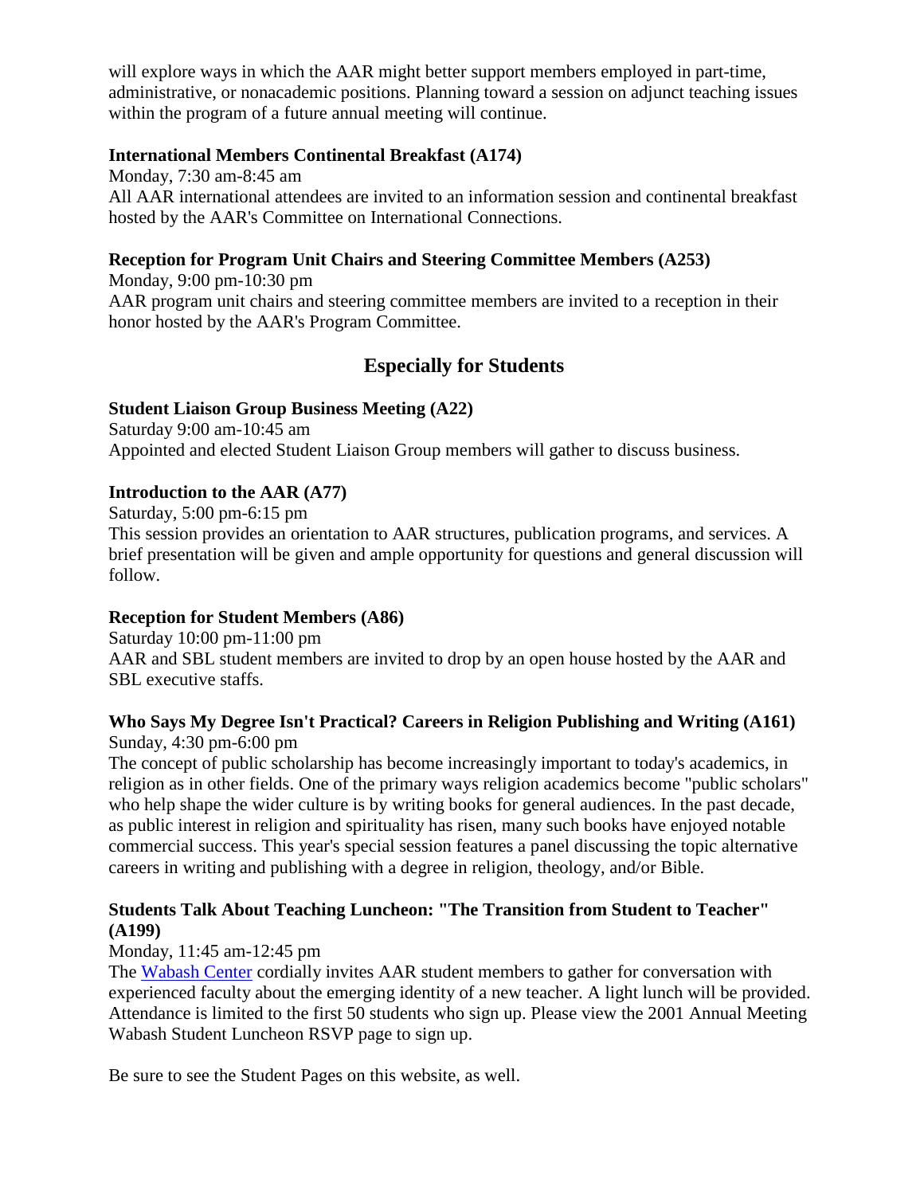will explore ways in which the AAR might better support members employed in part-time, administrative, or nonacademic positions. Planning toward a session on adjunct teaching issues within the program of a future annual meeting will continue.

**International Members Continental Breakfast (A174)**
Monday, 7:30 am-8:45 am
All AAR international attendees are invited to an information session and continental breakfast hosted by the AAR's Committee on International Connections.

**Reception for Program Unit Chairs and Steering Committee Members (A253)**
Monday, 9:00 pm-10:30 pm
AAR program unit chairs and steering committee members are invited to a reception in their honor hosted by the AAR's Program Committee.

## Especially for Students

**Student Liaison Group Business Meeting (A22)**
Saturday 9:00 am-10:45 am
Appointed and elected Student Liaison Group members will gather to discuss business.

**Introduction to the AAR (A77)**
Saturday, 5:00 pm-6:15 pm
This session provides an orientation to AAR structures, publication programs, and services. A brief presentation will be given and ample opportunity for questions and general discussion will follow.

**Reception for Student Members (A86)**
Saturday 10:00 pm-11:00 pm
AAR and SBL student members are invited to drop by an open house hosted by the AAR and SBL executive staffs.

**Who Says My Degree Isn't Practical? Careers in Religion Publishing and Writing (A161)**
Sunday, 4:30 pm-6:00 pm
The concept of public scholarship has become increasingly important to today's academics, in religion as in other fields. One of the primary ways religion academics become "public scholars" who help shape the wider culture is by writing books for general audiences. In the past decade, as public interest in religion and spirituality has risen, many such books have enjoyed notable commercial success. This year's special session features a panel discussing the topic alternative careers in writing and publishing with a degree in religion, theology, and/or Bible.

**Students Talk About Teaching Luncheon: "The Transition from Student to Teacher" (A199)**
Monday, 11:45 am-12:45 pm
The Wabash Center cordially invites AAR student members to gather for conversation with experienced faculty about the emerging identity of a new teacher. A light lunch will be provided. Attendance is limited to the first 50 students who sign up. Please view the 2001 Annual Meeting Wabash Student Luncheon RSVP page to sign up.

Be sure to see the Student Pages on this website, as well.